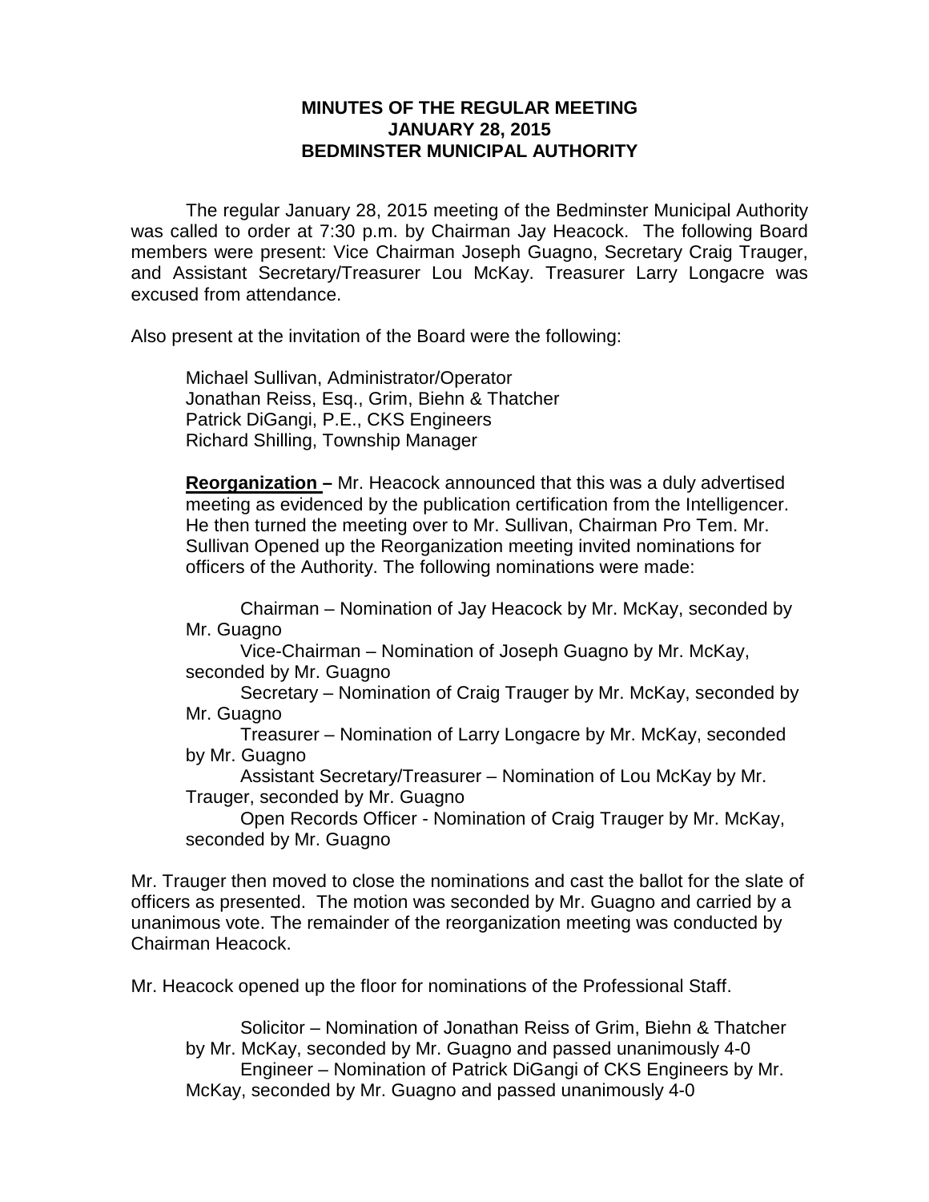**MINUTES OF THE REGULAR MEETING**
**JANUARY 28, 2015**
**BEDMINSTER MUNICIPAL AUTHORITY**

The regular January 28, 2015 meeting of the Bedminster Municipal Authority was called to order at 7:30 p.m. by Chairman Jay Heacock. The following Board members were present: Vice Chairman Joseph Guagno, Secretary Craig Trauger, and Assistant Secretary/Treasurer Lou McKay. Treasurer Larry Longacre was excused from attendance.

Also present at the invitation of the Board were the following:

Michael Sullivan, Administrator/Operator
Jonathan Reiss, Esq., Grim, Biehn & Thatcher
Patrick DiGangi, P.E., CKS Engineers
Richard Shilling, Township Manager

**Reorganization –** Mr. Heacock announced that this was a duly advertised meeting as evidenced by the publication certification from the Intelligencer. He then turned the meeting over to Mr. Sullivan, Chairman Pro Tem. Mr. Sullivan Opened up the Reorganization meeting invited nominations for officers of the Authority. The following nominations were made:

Chairman – Nomination of Jay Heacock by Mr. McKay, seconded by Mr. Guagno

Vice-Chairman – Nomination of Joseph Guagno by Mr. McKay, seconded by Mr. Guagno

Secretary – Nomination of Craig Trauger by Mr. McKay, seconded by Mr. Guagno

Treasurer – Nomination of Larry Longacre by Mr. McKay, seconded by Mr. Guagno

Assistant Secretary/Treasurer – Nomination of Lou McKay by Mr. Trauger, seconded by Mr. Guagno

Open Records Officer - Nomination of Craig Trauger by Mr. McKay, seconded by Mr. Guagno

Mr. Trauger then moved to close the nominations and cast the ballot for the slate of officers as presented. The motion was seconded by Mr. Guagno and carried by a unanimous vote. The remainder of the reorganization meeting was conducted by Chairman Heacock.

Mr. Heacock opened up the floor for nominations of the Professional Staff.

Solicitor – Nomination of Jonathan Reiss of Grim, Biehn & Thatcher by Mr. McKay, seconded by Mr. Guagno and passed unanimously 4-0

Engineer – Nomination of Patrick DiGangi of CKS Engineers by Mr. McKay, seconded by Mr. Guagno and passed unanimously 4-0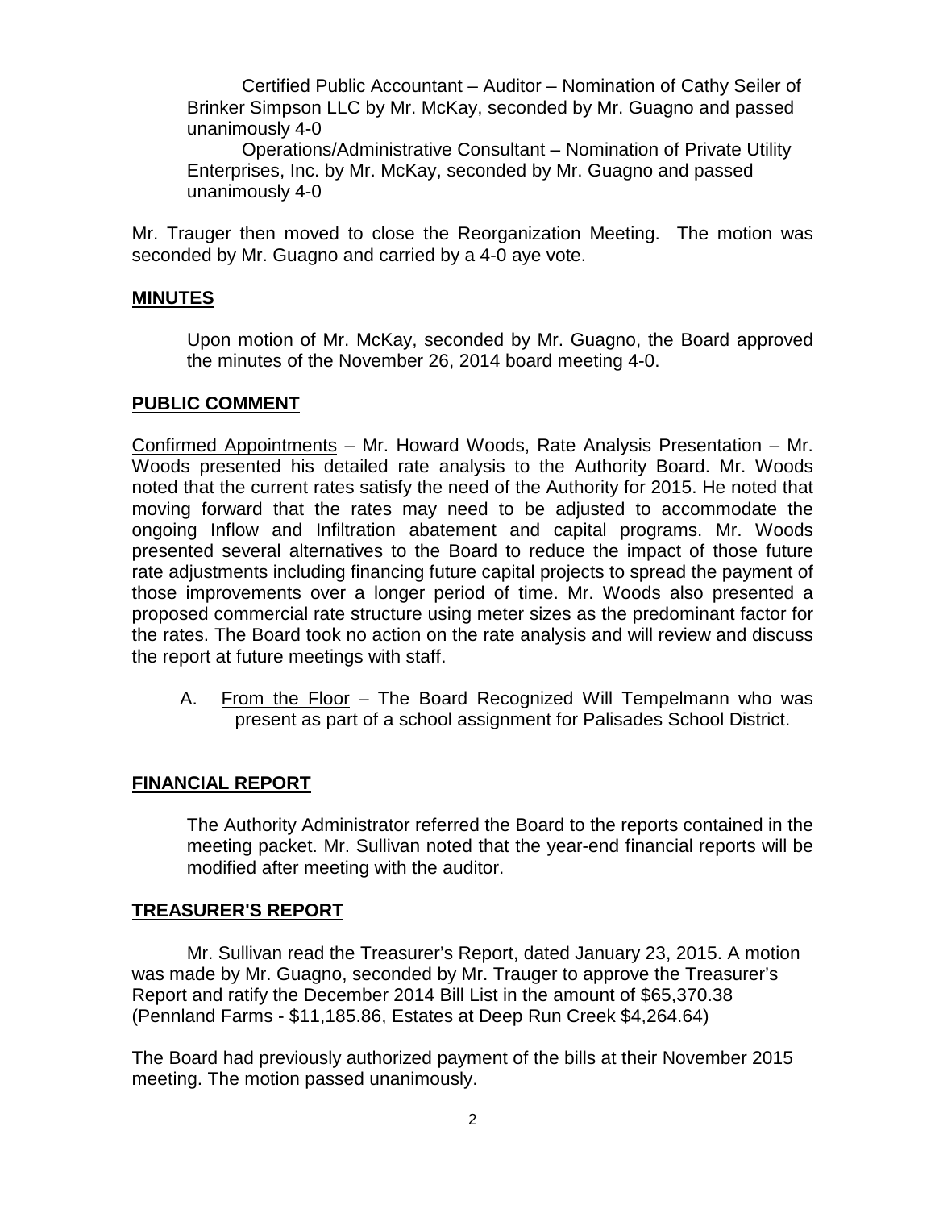Certified Public Accountant – Auditor – Nomination of Cathy Seiler of Brinker Simpson LLC by Mr. McKay, seconded by Mr. Guagno and passed unanimously 4-0

Operations/Administrative Consultant – Nomination of Private Utility Enterprises, Inc. by Mr. McKay, seconded by Mr. Guagno and passed unanimously 4-0

Mr. Trauger then moved to close the Reorganization Meeting. The motion was seconded by Mr. Guagno and carried by a 4-0 aye vote.

**MINUTES**

Upon motion of Mr. McKay, seconded by Mr. Guagno, the Board approved the minutes of the November 26, 2014 board meeting 4-0.

**PUBLIC COMMENT**

Confirmed Appointments – Mr. Howard Woods, Rate Analysis Presentation – Mr. Woods presented his detailed rate analysis to the Authority Board. Mr. Woods noted that the current rates satisfy the need of the Authority for 2015. He noted that moving forward that the rates may need to be adjusted to accommodate the ongoing Inflow and Infiltration abatement and capital programs. Mr. Woods presented several alternatives to the Board to reduce the impact of those future rate adjustments including financing future capital projects to spread the payment of those improvements over a longer period of time. Mr. Woods also presented a proposed commercial rate structure using meter sizes as the predominant factor for the rates. The Board took no action on the rate analysis and will review and discuss the report at future meetings with staff.

A. From the Floor – The Board Recognized Will Tempelmann who was present as part of a school assignment for Palisades School District.

**FINANCIAL REPORT**

The Authority Administrator referred the Board to the reports contained in the meeting packet. Mr. Sullivan noted that the year-end financial reports will be modified after meeting with the auditor.

**TREASURER'S REPORT**

Mr. Sullivan read the Treasurer's Report, dated January 23, 2015. A motion was made by Mr. Guagno, seconded by Mr. Trauger to approve the Treasurer's Report and ratify the December 2014 Bill List in the amount of $65,370.38 (Pennland Farms - $11,185.86, Estates at Deep Run Creek $4,264.64)

The Board had previously authorized payment of the bills at their November 2015 meeting. The motion passed unanimously.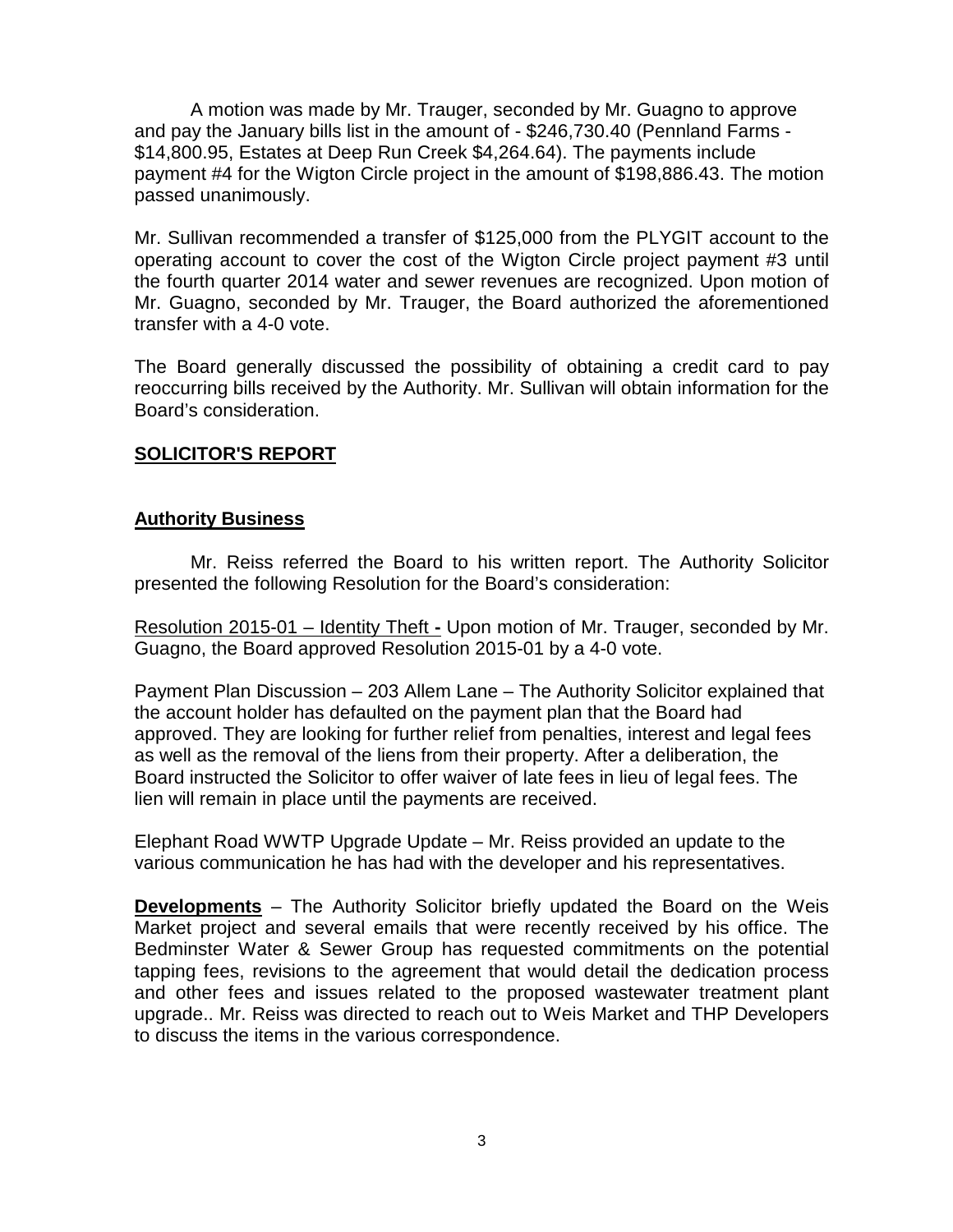A motion was made by Mr. Trauger, seconded by Mr. Guagno to approve and pay the January bills list in the amount of - $246,730.40 (Pennland Farms - $14,800.95, Estates at Deep Run Creek $4,264.64). The payments include payment #4 for the Wigton Circle project in the amount of $198,886.43. The motion passed unanimously.

Mr. Sullivan recommended a transfer of $125,000 from the PLYGIT account to the operating account to cover the cost of the Wigton Circle project payment #3 until the fourth quarter 2014 water and sewer revenues are recognized. Upon motion of Mr. Guagno, seconded by Mr. Trauger, the Board authorized the aforementioned transfer with a 4-0 vote.

The Board generally discussed the possibility of obtaining a credit card to pay reoccurring bills received by the Authority. Mr. Sullivan will obtain information for the Board's consideration.

## SOLICITOR'S REPORT

### Authority Business

Mr. Reiss referred the Board to his written report. The Authority Solicitor presented the following Resolution for the Board's consideration:

Resolution 2015-01 – Identity Theft **-** Upon motion of Mr. Trauger, seconded by Mr. Guagno, the Board approved Resolution 2015-01 by a 4-0 vote.

Payment Plan Discussion – 203 Allem Lane – The Authority Solicitor explained that the account holder has defaulted on the payment plan that the Board had approved. They are looking for further relief from penalties, interest and legal fees as well as the removal of the liens from their property. After a deliberation, the Board instructed the Solicitor to offer waiver of late fees in lieu of legal fees. The lien will remain in place until the payments are received.

Elephant Road WWTP Upgrade Update – Mr. Reiss provided an update to the various communication he has had with the developer and his representatives.

**Developments** – The Authority Solicitor briefly updated the Board on the Weis Market project and several emails that were recently received by his office. The Bedminster Water & Sewer Group has requested commitments on the potential tapping fees, revisions to the agreement that would detail the dedication process and other fees and issues related to the proposed wastewater treatment plant upgrade.. Mr. Reiss was directed to reach out to Weis Market and THP Developers to discuss the items in the various correspondence.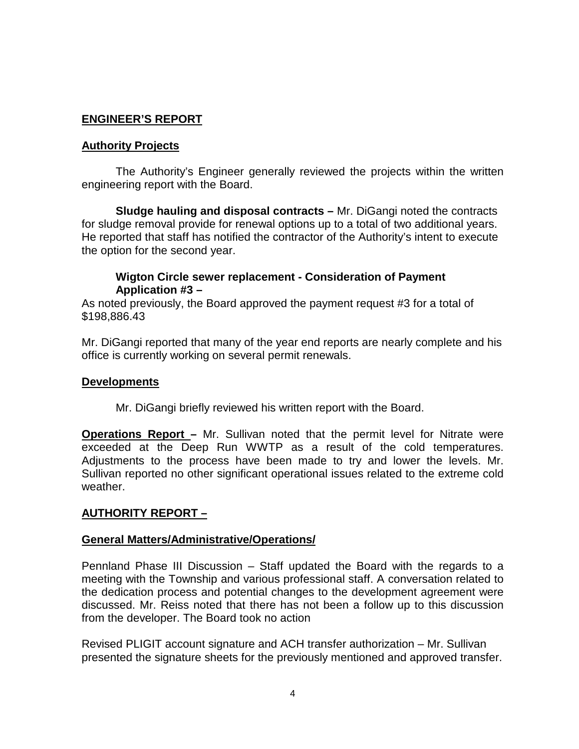## ENGINEER'S REPORT

### Authority Projects

The Authority's Engineer generally reviewed the projects within the written engineering report with the Board.

**Sludge hauling and disposal contracts –** Mr. DiGangi noted the contracts for sludge removal provide for renewal options up to a total of two additional years. He reported that staff has notified the contractor of the Authority's intent to execute the option for the second year.

**Wigton Circle sewer replacement - Consideration of Payment Application #3 –**
As noted previously, the Board approved the payment request #3 for a total of $198,886.43

Mr. DiGangi reported that many of the year end reports are nearly complete and his office is currently working on several permit renewals.

### Developments

Mr. DiGangi briefly reviewed his written report with the Board.

**Operations Report –** Mr. Sullivan noted that the permit level for Nitrate were exceeded at the Deep Run WWTP as a result of the cold temperatures. Adjustments to the process have been made to try and lower the levels. Mr. Sullivan reported no other significant operational issues related to the extreme cold weather.

## AUTHORITY REPORT –

### General Matters/Administrative/Operations/

Pennland Phase III Discussion – Staff updated the Board with the regards to a meeting with the Township and various professional staff. A conversation related to the dedication process and potential changes to the development agreement were discussed. Mr. Reiss noted that there has not been a follow up to this discussion from the developer. The Board took no action

Revised PLIGIT account signature and ACH transfer authorization – Mr. Sullivan presented the signature sheets for the previously mentioned and approved transfer.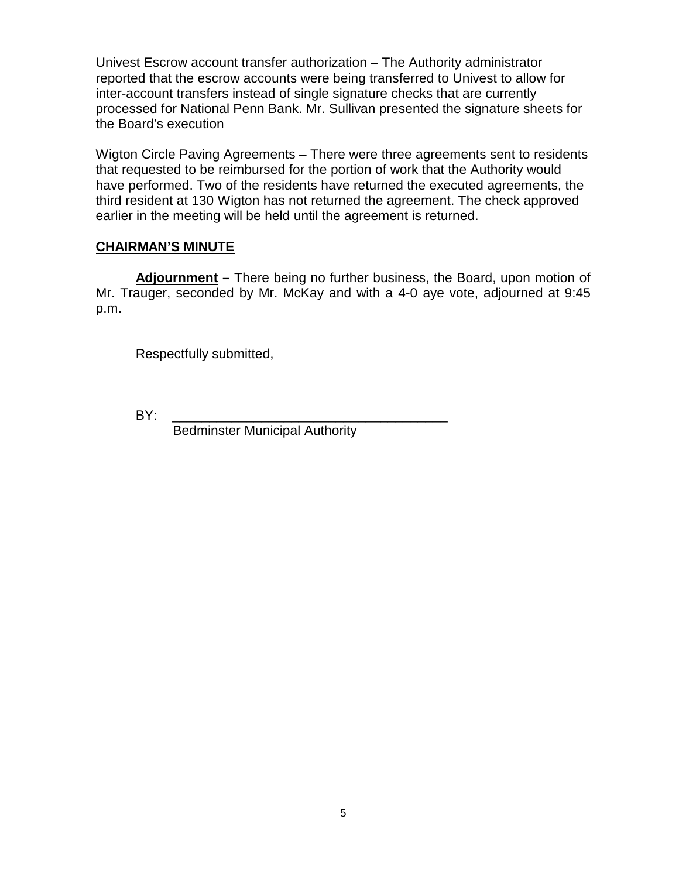Univest Escrow account transfer authorization – The Authority administrator reported that the escrow accounts were being transferred to Univest to allow for inter-account transfers instead of single signature checks that are currently processed for National Penn Bank. Mr. Sullivan presented the signature sheets for the Board's execution

Wigton Circle Paving Agreements – There were three agreements sent to residents that requested to be reimbursed for the portion of work that the Authority would have performed. Two of the residents have returned the executed agreements, the third resident at 130 Wigton has not returned the agreement. The check approved earlier in the meeting will be held until the agreement is returned.

**CHAIRMAN'S MINUTE**

**Adjournment –** There being no further business, the Board, upon motion of Mr. Trauger, seconded by Mr. McKay and with a 4-0 aye vote, adjourned at 9:45 p.m.

Respectfully submitted,

BY: ______________________________________
Bedminster Municipal Authority